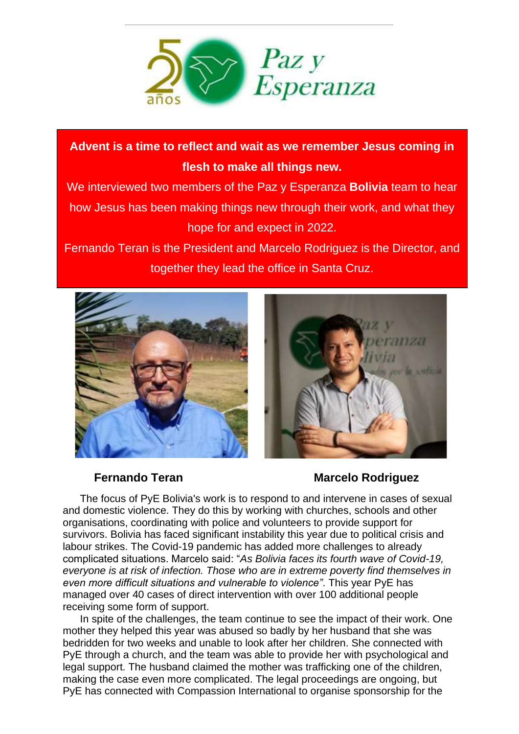**Advent is a time to reflect and wait as we remember Jesus coming in flesh to make all things new.**

We interviewed two members of the Paz y Esperanza **Bolivia** team to hear how Jesus has been making things new through their work, and what they hope for and expect in 2022.

Fernando Teran is the President and Marcelo Rodriguez is the Director, and together they lead the office in Santa Cruz.

**Fernando Teran** **Marcelo Rodriguez**

The focus of PyE Bolivia's work is to respond to and intervene in cases of sexual and domestic violence. They do this by working with churches, schools and other organisations, coordinating with police and volunteers to provide support for survivors. Bolivia has faced significant instability this year due to political crisis and labour strikes. The Covid-19 pandemic has added more challenges to already complicated situations. Marcelo said: "*As Bolivia faces its fourth wave of Covid-19, everyone is at risk of infection. Those who are in extreme poverty find themselves in even more difficult situations and vulnerable to violence"*. This year PyE has managed over 40 cases of direct intervention with over 100 additional people receiving some form of support.

In spite of the challenges, the team continue to see the impact of their work. One mother they helped this year was abused so badly by her husband that she was bedridden for two weeks and unable to look after her children. She connected with PyE through a church, and the team was able to provide her with psychological and legal support. The husband claimed the mother was trafficking one of the children, making the case even more complicated. The legal proceedings are ongoing, but PyE has connected with Compassion International to organise sponsorship for the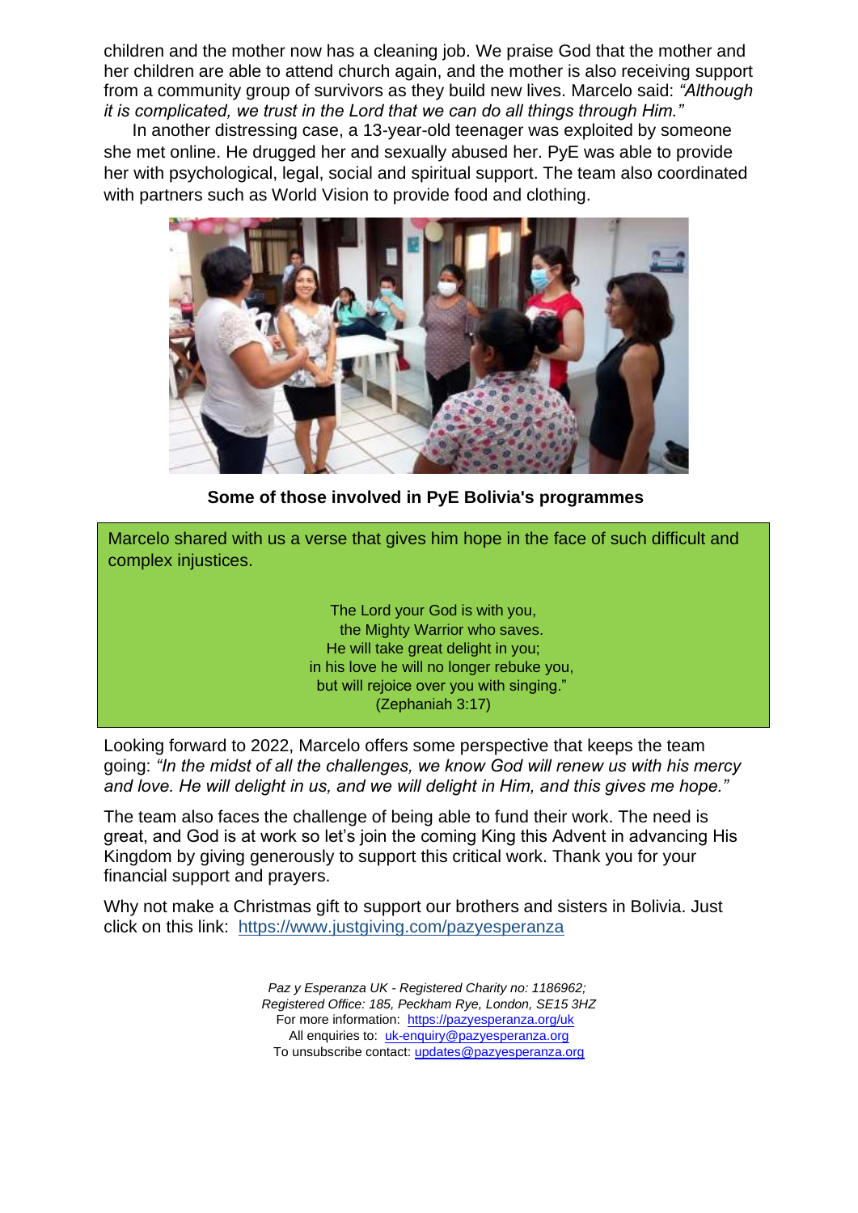children and the mother now has a cleaning job. We praise God that the mother and her children are able to attend church again, and the mother is also receiving support from a community group of survivors as they build new lives. Marcelo said: *"Although it is complicated, we trust in the Lord that we can do all things through Him."*

In another distressing case, a 13-year-old teenager was exploited by someone she met online. He drugged her and sexually abused her. PyE was able to provide her with psychological, legal, social and spiritual support. The team also coordinated with partners such as World Vision to provide food and clothing.

**Some of those involved in PyE Bolivia's programmes**

Marcelo shared with us a verse that gives him hope in the face of such difficult and complex injustices.

The Lord your God is with you,
the Mighty Warrior who saves.
He will take great delight in you;
in his love he will no longer rebuke you,
but will rejoice over you with singing."
(Zephaniah 3:17)

Looking forward to 2022, Marcelo offers some perspective that keeps the team going: *"In the midst of all the challenges, we know God will renew us with his mercy and love. He will delight in us, and we will delight in Him, and this gives me hope."*

The team also faces the challenge of being able to fund their work. The need is great, and God is at work so let's join the coming King this Advent in advancing His Kingdom by giving generously to support this critical work. Thank you for your financial support and prayers.

Why not make a Christmas gift to support our brothers and sisters in Bolivia. Just click on this link: https://www.justgiving.com/pazyesperanza

*Paz y Esperanza UK - Registered Charity no: 1186962;*
*Registered Office: 185, Peckham Rye, London, SE15 3HZ*
For more information: https://pazyesperanza.org/uk
All enquiries to: uk-enquiry@pazyesperanza.org
To unsubscribe contact: updates@pazyesperanza.org